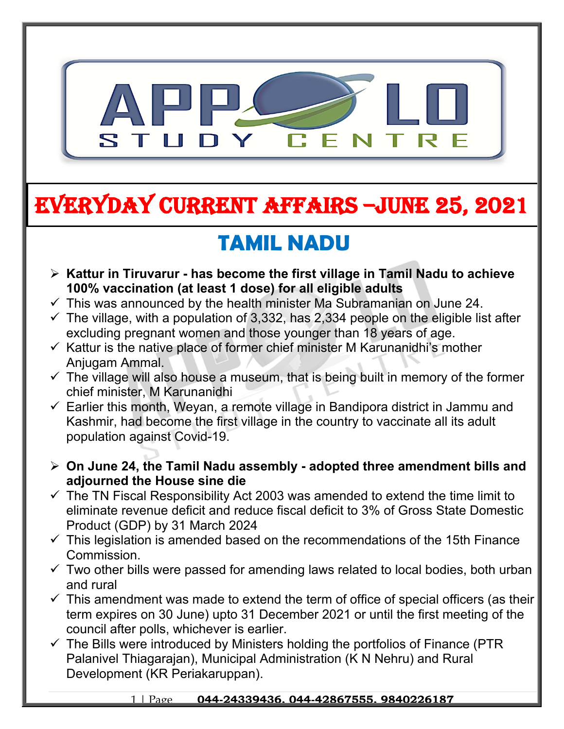# EVERYDAY CURRENT AFFAIRS –JUNE 25, 2021

## TAMIL NADU

- **Kattur in Tiruvarur - has become the first village in Tamil Nadu to achieve 100% vaccination (at least 1 dose) for all eligible adults**
  - ✓ This was announced by the health minister Ma Subramanian on June 24.
  - ✓ The village, with a population of 3,332, has 2,334 people on the eligible list after excluding pregnant women and those younger than 18 years of age.
  - ✓ Kattur is the native place of former chief minister M Karunanidhi's mother Anjugam Ammal.
  - ✓ The village will also house a museum, that is being built in memory of the former chief minister, M Karunanidhi
  - ✓ Earlier this month, Weyan, a remote village in Bandipora district in Jammu and Kashmir, had become the first village in the country to vaccinate all its adult population against Covid-19.

- **On June 24, the Tamil Nadu assembly - adopted three amendment bills and adjourned the House sine die**
  - ✓ The TN Fiscal Responsibility Act 2003 was amended to extend the time limit to eliminate revenue deficit and reduce fiscal deficit to 3% of Gross State Domestic Product (GDP) by 31 March 2024
  - ✓ This legislation is amended based on the recommendations of the 15th Finance Commission.
  - ✓ Two other bills were passed for amending laws related to local bodies, both urban and rural
  - ✓ This amendment was made to extend the term of office of special officers (as their term expires on 30 June) upto 31 December 2021 or until the first meeting of the council after polls, whichever is earlier.
  - ✓ The Bills were introduced by Ministers holding the portfolios of Finance (PTR Palanivel Thiagarajan), Municipal Administration (K N Nehru) and Rural Development (KR Periakaruppan).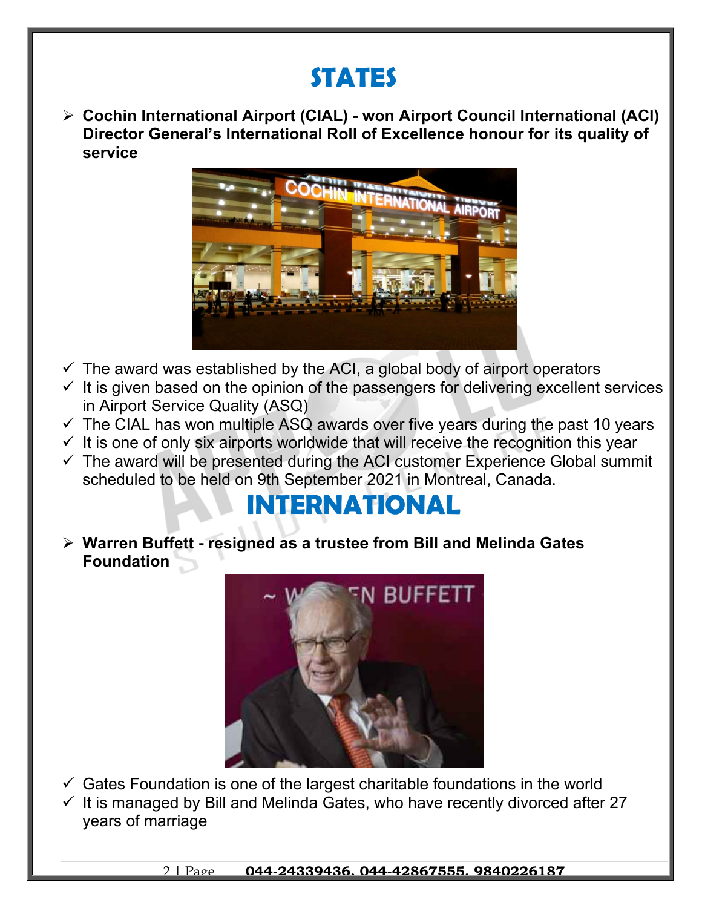# STATES

- **Cochin International Airport (CIAL) - won Airport Council International (ACI) Director General's International Roll of Excellence honour for its quality of service**

  - ✓ The award was established by the ACI, a global body of airport operators
  - ✓ It is given based on the opinion of the passengers for delivering excellent services in Airport Service Quality (ASQ)
  - ✓ The CIAL has won multiple ASQ awards over five years during the past 10 years
  - ✓ It is one of only six airports worldwide that will receive the recognition this year
  - ✓ The award will be presented during the ACI customer Experience Global summit scheduled to be held on 9th September 2021 in Montreal, Canada.

# INTERNATIONAL

- **Warren Buffett - resigned as a trustee from Bill and Melinda Gates Foundation**

  - ✓ Gates Foundation is one of the largest charitable foundations in the world
  - ✓ It is managed by Bill and Melinda Gates, who have recently divorced after 27 years of marriage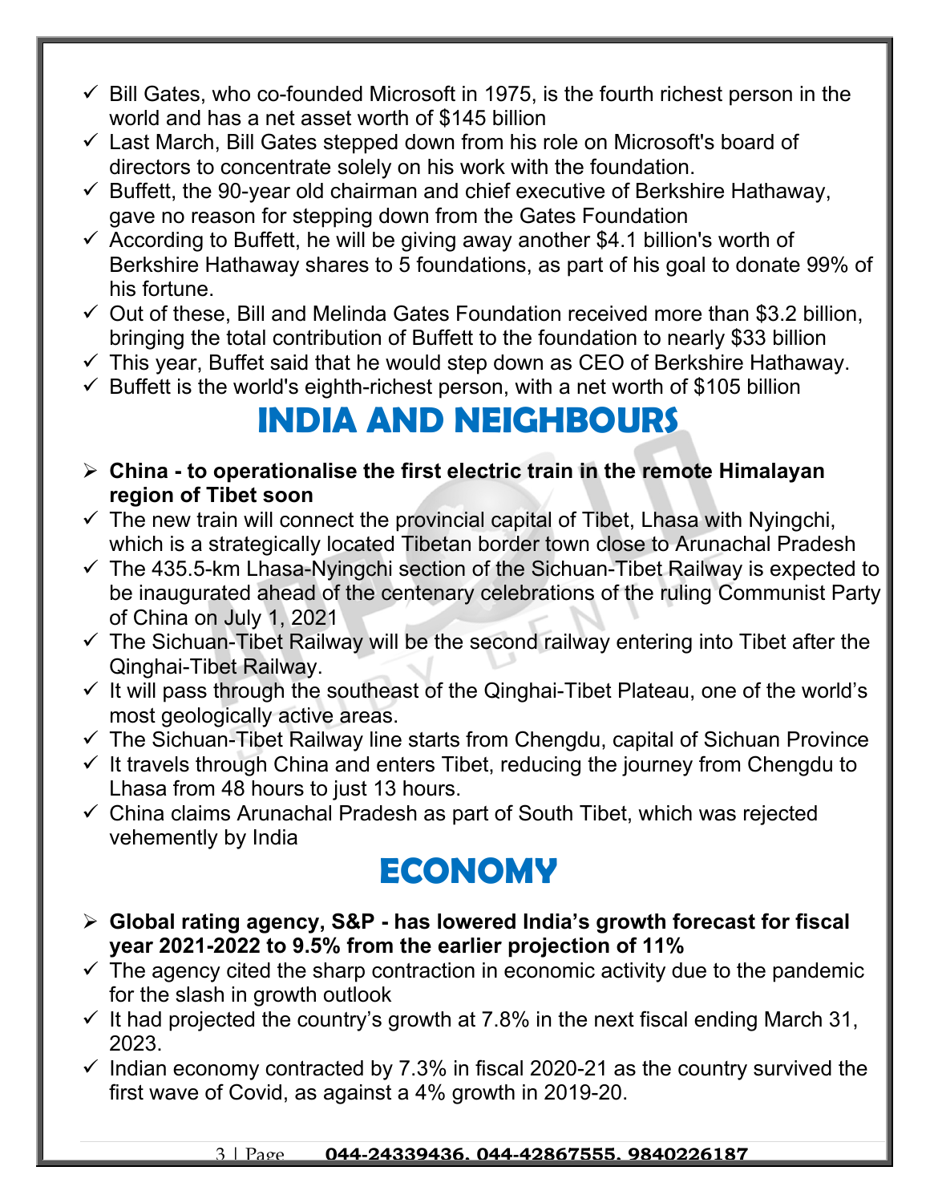- ✓ Bill Gates, who co-founded Microsoft in 1975, is the fourth richest person in the world and has a net asset worth of $145 billion
- ✓ Last March, Bill Gates stepped down from his role on Microsoft's board of directors to concentrate solely on his work with the foundation.
- ✓ Buffett, the 90-year old chairman and chief executive of Berkshire Hathaway, gave no reason for stepping down from the Gates Foundation
- ✓ According to Buffett, he will be giving away another $4.1 billion's worth of Berkshire Hathaway shares to 5 foundations, as part of his goal to donate 99% of his fortune.
- ✓ Out of these, Bill and Melinda Gates Foundation received more than $3.2 billion, bringing the total contribution of Buffett to the foundation to nearly $33 billion
- ✓ This year, Buffet said that he would step down as CEO of Berkshire Hathaway.
- ✓ Buffett is the world's eighth-richest person, with a net worth of $105 billion

# INDIA AND NEIGHBOURS

- ➢ **China - to operationalise the first electric train in the remote Himalayan region of Tibet soon**
- ✓ The new train will connect the provincial capital of Tibet, Lhasa with Nyingchi, which is a strategically located Tibetan border town close to Arunachal Pradesh
- ✓ The 435.5-km Lhasa-Nyingchi section of the Sichuan-Tibet Railway is expected to be inaugurated ahead of the centenary celebrations of the ruling Communist Party of China on July 1, 2021
- ✓ The Sichuan-Tibet Railway will be the second railway entering into Tibet after the Qinghai-Tibet Railway.
- ✓ It will pass through the southeast of the Qinghai-Tibet Plateau, one of the world's most geologically active areas.
- ✓ The Sichuan-Tibet Railway line starts from Chengdu, capital of Sichuan Province
- ✓ It travels through China and enters Tibet, reducing the journey from Chengdu to Lhasa from 48 hours to just 13 hours.
- ✓ China claims Arunachal Pradesh as part of South Tibet, which was rejected vehemently by India

# ECONOMY

- ➢ **Global rating agency, S&P - has lowered India's growth forecast for fiscal year 2021-2022 to 9.5% from the earlier projection of 11%**
- ✓ The agency cited the sharp contraction in economic activity due to the pandemic for the slash in growth outlook
- ✓ It had projected the country's growth at 7.8% in the next fiscal ending March 31, 2023.
- ✓ Indian economy contracted by 7.3% in fiscal 2020-21 as the country survived the first wave of Covid, as against a 4% growth in 2019-20.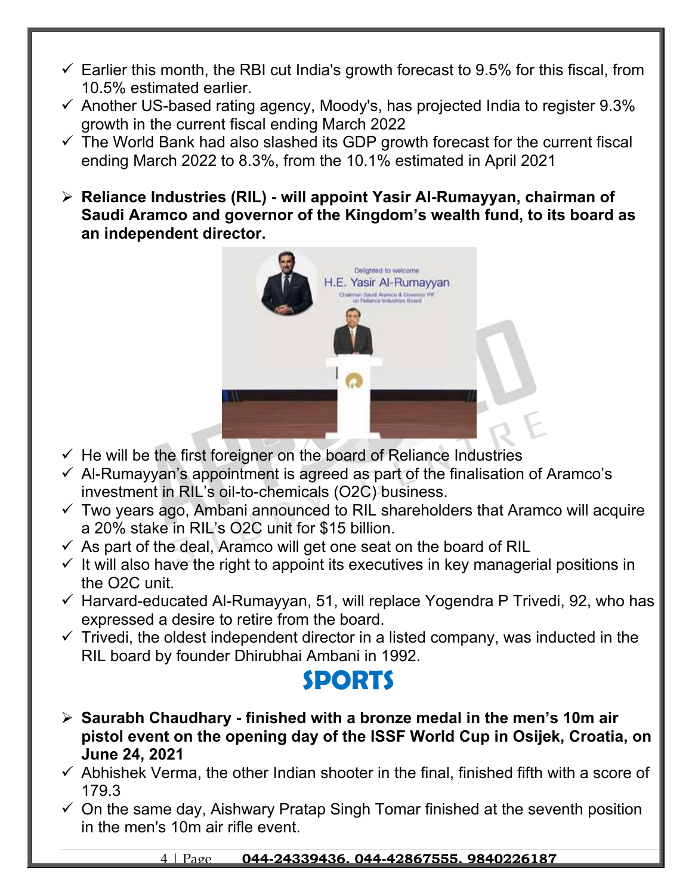- ✓ Earlier this month, the RBI cut India's growth forecast to 9.5% for this fiscal, from 10.5% estimated earlier.
- ✓ Another US-based rating agency, Moody's, has projected India to register 9.3% growth in the current fiscal ending March 2022
- ✓ The World Bank had also slashed its GDP growth forecast for the current fiscal ending March 2022 to 8.3%, from the 10.1% estimated in April 2021

- **Reliance Industries (RIL) - will appoint Yasir Al-Rumayyan, chairman of Saudi Aramco and governor of the Kingdom's wealth fund, to its board as an independent director.**

- ✓ He will be the first foreigner on the board of Reliance Industries
- ✓ Al-Rumayyan's appointment is agreed as part of the finalisation of Aramco's investment in RIL's oil-to-chemicals (O2C) business.
- ✓ Two years ago, Ambani announced to RIL shareholders that Aramco will acquire a 20% stake in RIL's O2C unit for $15 billion.
- ✓ As part of the deal, Aramco will get one seat on the board of RIL
- ✓ It will also have the right to appoint its executives in key managerial positions in the O2C unit.
- ✓ Harvard-educated Al-Rumayyan, 51, will replace Yogendra P Trivedi, 92, who has expressed a desire to retire from the board.
- ✓ Trivedi, the oldest independent director in a listed company, was inducted in the RIL board by founder Dhirubhai Ambani in 1992.

# SPORTS

- **Saurabh Chaudhary - finished with a bronze medal in the men's 10m air pistol event on the opening day of the ISSF World Cup in Osijek, Croatia, on June 24, 2021**

- ✓ Abhishek Verma, the other Indian shooter in the final, finished fifth with a score of 179.3
- ✓ On the same day, Aishwary Pratap Singh Tomar finished at the seventh position in the men's 10m air rifle event.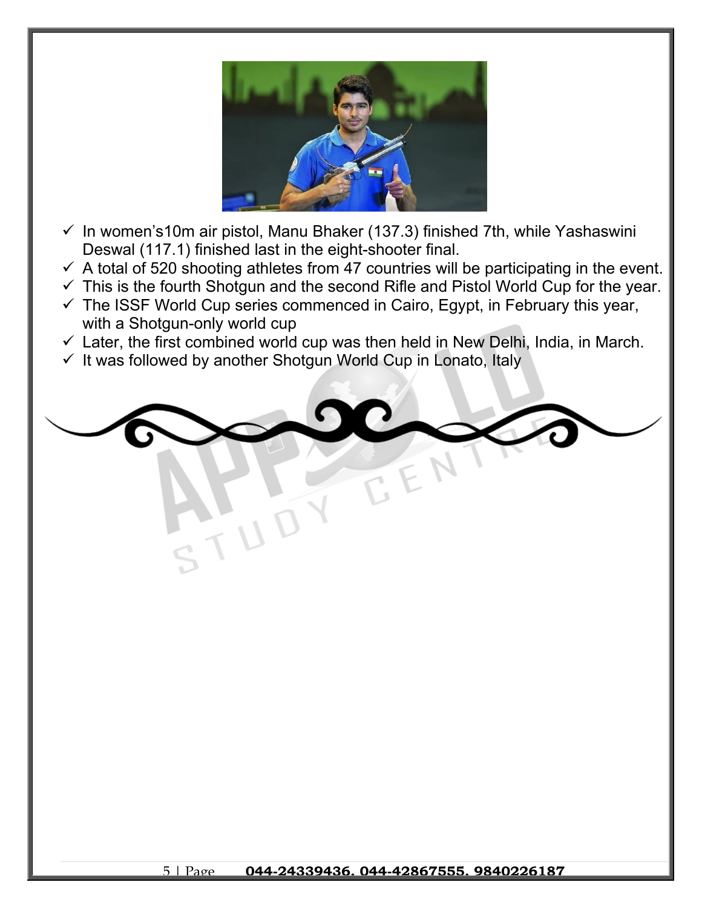- In women's10m air pistol, Manu Bhaker (137.3) finished 7th, while Yashaswini Deswal (117.1) finished last in the eight-shooter final.
- A total of 520 shooting athletes from 47 countries will be participating in the event.
- This is the fourth Shotgun and the second Rifle and Pistol World Cup for the year.
- The ISSF World Cup series commenced in Cairo, Egypt, in February this year, with a Shotgun-only world cup
- Later, the first combined world cup was then held in New Delhi, India, in March.
- It was followed by another Shotgun World Cup in Lonato, Italy